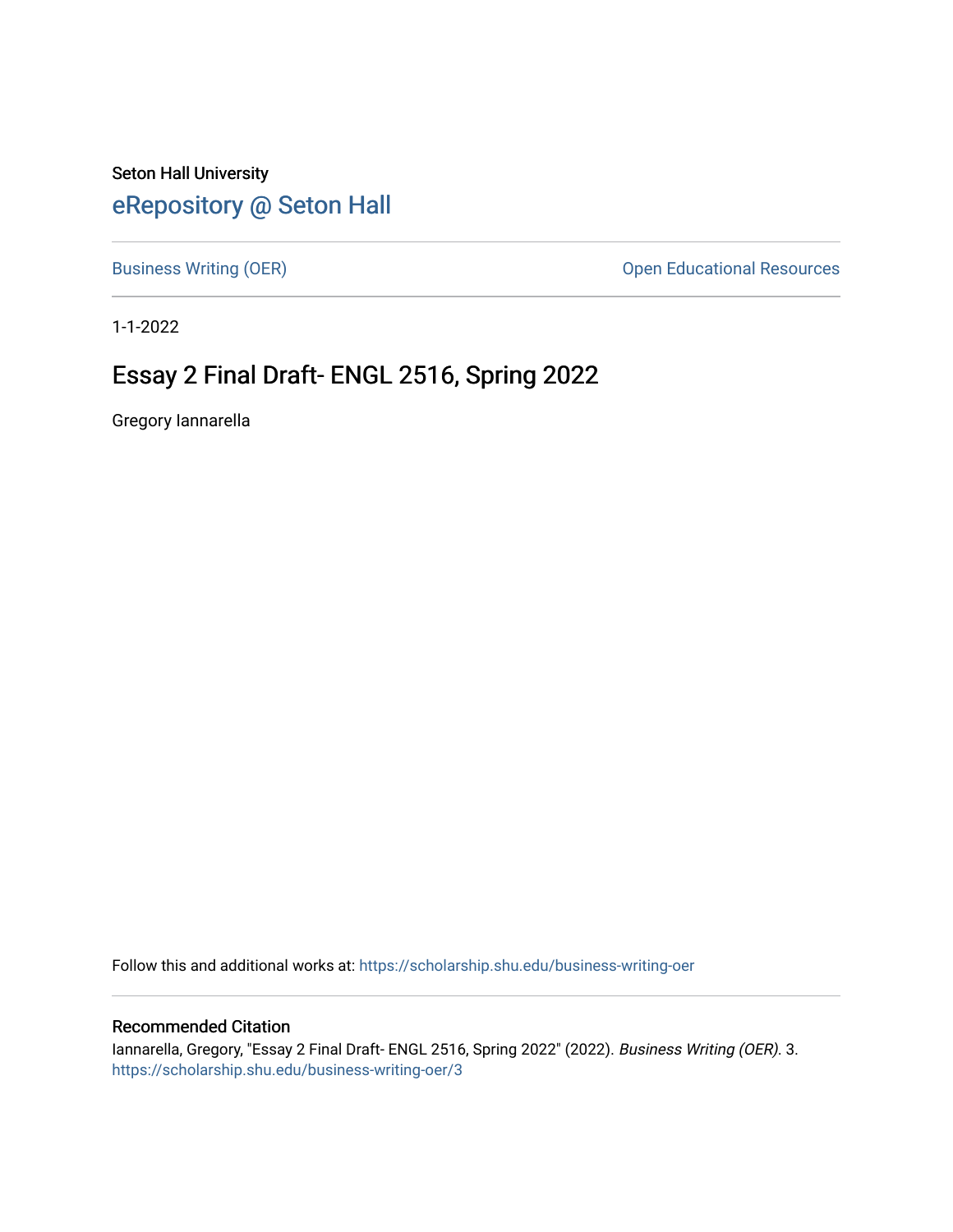Seton Hall University

# eRepository @ Seton Hall

Business Writing (OER) | Open Educational Resources

1-1-2022

## Essay 2 Final Draft- ENGL 2516, Spring 2022

Gregory Iannarella

Follow this and additional works at: https://scholarship.shu.edu/business-writing-oer

### Recommended Citation

Iannarella, Gregory, "Essay 2 Final Draft- ENGL 2516, Spring 2022" (2022). *Business Writing (OER).* 3. https://scholarship.shu.edu/business-writing-oer/3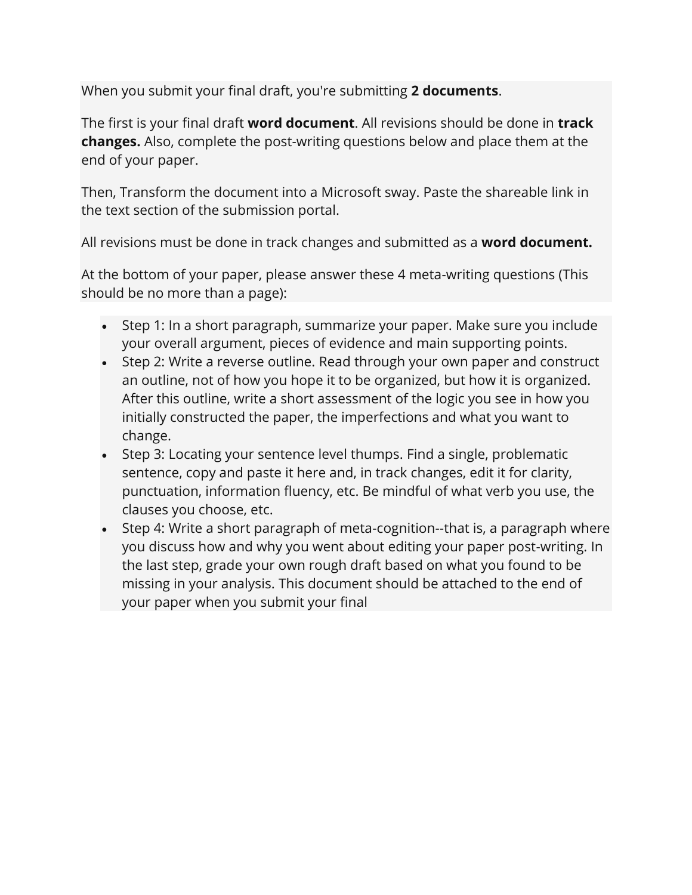When you submit your final draft, you're submitting **2 documents**.

The first is your final draft **word document**. All revisions should be done in **track changes.** Also, complete the post-writing questions below and place them at the end of your paper.

Then, Transform the document into a Microsoft sway. Paste the shareable link in the text section of the submission portal.

All revisions must be done in track changes and submitted as a **word document.**

At the bottom of your paper, please answer these 4 meta-writing questions (This should be no more than a page):

- Step 1: In a short paragraph, summarize your paper. Make sure you include your overall argument, pieces of evidence and main supporting points.
- Step 2: Write a reverse outline. Read through your own paper and construct an outline, not of how you hope it to be organized, but how it is organized. After this outline, write a short assessment of the logic you see in how you initially constructed the paper, the imperfections and what you want to change.
- Step 3: Locating your sentence level thumps. Find a single, problematic sentence, copy and paste it here and, in track changes, edit it for clarity, punctuation, information fluency, etc. Be mindful of what verb you use, the clauses you choose, etc.
- Step 4: Write a short paragraph of meta-cognition--that is, a paragraph where you discuss how and why you went about editing your paper post-writing. In the last step, grade your own rough draft based on what you found to be missing in your analysis. This document should be attached to the end of your paper when you submit your final